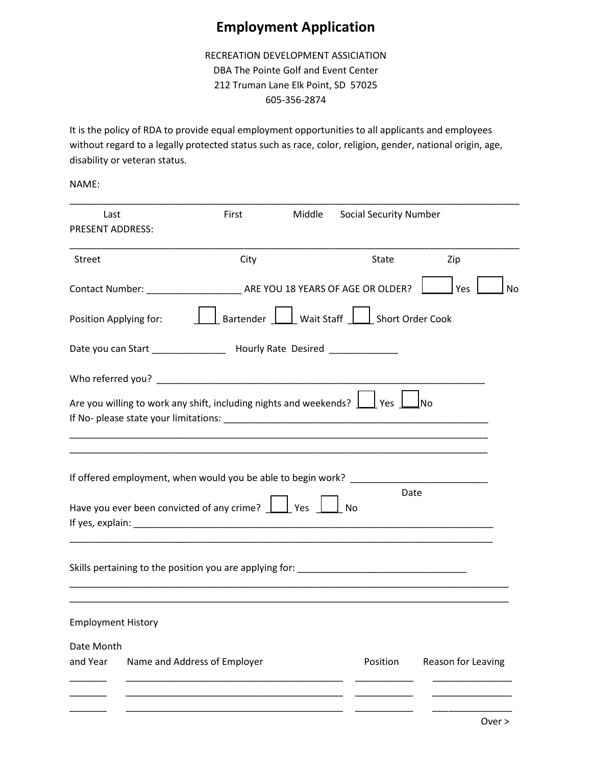# Employment Application

RECREATION DEVELOPMENT ASSICIATION
DBA The Pointe Golf and Event Center
212 Truman Lane Elk Point, SD 57025
605-356-2874

It is the policy of RDA to provide equal employment opportunities to all applicants and employees without regard to a legally protected status such as race, color, religion, gender, national origin, age, disability or veteran status.

NAME:

_______________________________________________________________________________

Last First Middle Social Security Number

PRESENT ADDRESS:

_______________________________________________________________________________

Street City State Zip

Contact Number: _________________ ARE YOU 18 YEARS OF AGE OR OLDER? ☐ Yes ☐ No

Position Applying for: ☐ Bartender ☐ Wait Staff ☐ Short Order Cook

Date you can Start ______________ Hourly Rate Desired _____________

Who referred you? _______________________________________________________________

Are you willing to work any shift, including nights and weekends? ☐ Yes ☐ No

If No- please state your limitations: _____________________________________________

_______________________________________________________________________________

_______________________________________________________________________________

If offered employment, when would you be able to begin work? _________________________
Date

Have you ever been convicted of any crime? ☐ Yes ☐ No

If yes, explain: __________________________________________________________________

_______________________________________________________________________________

Skills pertaining to the position you are applying for: ________________________________

_______________________________________________________________________________

_______________________________________________________________________________

Employment History

| Date Month and Year | Name and Address of Employer | Position | Reason for Leaving |
|---|---|---|---|
| | | | |
| | | | |
| | | | |

Over >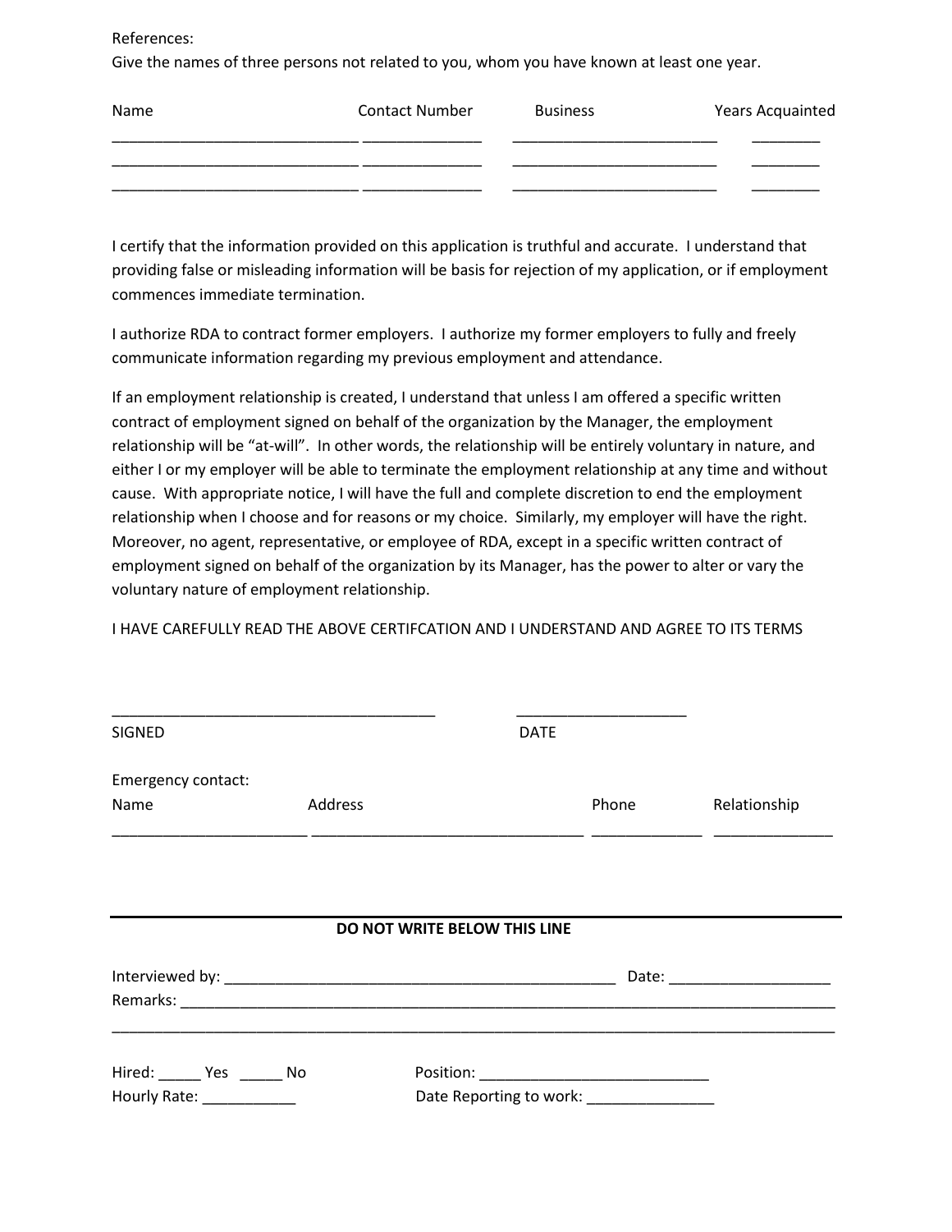References:

Give the names of three persons not related to you, whom you have known at least one year.

| Name | Contact Number | Business | Years Acquainted |
| --- | --- | --- | --- |
| | | | |
| | | | |
| | | | |

I certify that the information provided on this application is truthful and accurate. I understand that providing false or misleading information will be basis for rejection of my application, or if employment commences immediate termination.

I authorize RDA to contract former employers. I authorize my former employers to fully and freely communicate information regarding my previous employment and attendance.

If an employment relationship is created, I understand that unless I am offered a specific written contract of employment signed on behalf of the organization by the Manager, the employment relationship will be "at-will". In other words, the relationship will be entirely voluntary in nature, and either I or my employer will be able to terminate the employment relationship at any time and without cause. With appropriate notice, I will have the full and complete discretion to end the employment relationship when I choose and for reasons or my choice. Similarly, my employer will have the right. Moreover, no agent, representative, or employee of RDA, except in a specific written contract of employment signed on behalf of the organization by its Manager, has the power to alter or vary the voluntary nature of employment relationship.

I HAVE CAREFULLY READ THE ABOVE CERTIFCATION AND I UNDERSTAND AND AGREE TO ITS TERMS

_______________________________________ SIGNED          ____________________ DATE

Emergency contact:

| Name | Address | Phone | Relationship |
| --- | --- | --- | --- |
| | | | |

---

**DO NOT WRITE BELOW THIS LINE**

Interviewed by: _______________________________________________ Date: ___________________

Remarks: _________________________________________________________________________________

__________________________________________________________________________________________

Hired: _____ Yes _____ No          Position: ___________________________

Hourly Rate: ___________          Date Reporting to work: _______________